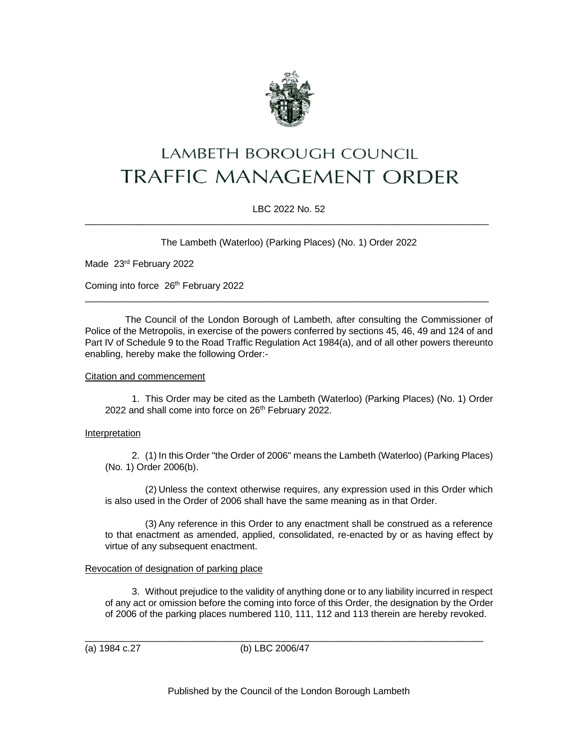# LAMBETH BOROUGH COUNCIL
# TRAFFIC MANAGEMENT ORDER

LBC 2022 No. 52

---

The Lambeth (Waterloo) (Parking Places) (No. 1) Order 2022

Made 23rd February 2022

Coming into force 26th February 2022

---

The Council of the London Borough of Lambeth, after consulting the Commissioner of Police of the Metropolis, in exercise of the powers conferred by sections 45, 46, 49 and 124 of and Part IV of Schedule 9 to the Road Traffic Regulation Act 1984(a), and of all other powers thereunto enabling, hereby make the following Order:-

Citation and commencement

1. This Order may be cited as the Lambeth (Waterloo) (Parking Places) (No. 1) Order 2022 and shall come into force on 26th February 2022.

Interpretation

2. (1) In this Order "the Order of 2006" means the Lambeth (Waterloo) (Parking Places) (No. 1) Order 2006(b).

(2) Unless the context otherwise requires, any expression used in this Order which is also used in the Order of 2006 shall have the same meaning as in that Order.

(3) Any reference in this Order to any enactment shall be construed as a reference to that enactment as amended, applied, consolidated, re-enacted by or as having effect by virtue of any subsequent enactment.

Revocation of designation of parking place

3. Without prejudice to the validity of anything done or to any liability incurred in respect of any act or omission before the coming into force of this Order, the designation by the Order of 2006 of the parking places numbered 110, 111, 112 and 113 therein are hereby revoked.

---

(a) 1984 c.27 (b) LBC 2006/47

Published by the Council of the London Borough Lambeth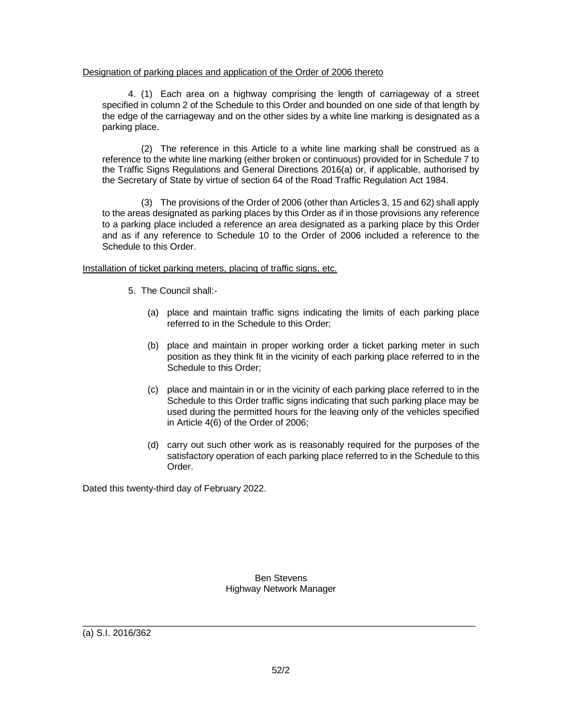Designation of parking places and application of the Order of 2006 thereto

4. (1) Each area on a highway comprising the length of carriageway of a street specified in column 2 of the Schedule to this Order and bounded on one side of that length by the edge of the carriageway and on the other sides by a white line marking is designated as a parking place.

(2) The reference in this Article to a white line marking shall be construed as a reference to the white line marking (either broken or continuous) provided for in Schedule 7 to the Traffic Signs Regulations and General Directions 2016(a) or, if applicable, authorised by the Secretary of State by virtue of section 64 of the Road Traffic Regulation Act 1984.

(3) The provisions of the Order of 2006 (other than Articles 3, 15 and 62) shall apply to the areas designated as parking places by this Order as if in those provisions any reference to a parking place included a reference an area designated as a parking place by this Order and as if any reference to Schedule 10 to the Order of 2006 included a reference to the Schedule to this Order.

Installation of ticket parking meters, placing of traffic signs, etc.

5. The Council shall:-

(a) place and maintain traffic signs indicating the limits of each parking place referred to in the Schedule to this Order;

(b) place and maintain in proper working order a ticket parking meter in such position as they think fit in the vicinity of each parking place referred to in the Schedule to this Order;

(c) place and maintain in or in the vicinity of each parking place referred to in the Schedule to this Order traffic signs indicating that such parking place may be used during the permitted hours for the leaving only of the vehicles specified in Article 4(6) of the Order of 2006;

(d) carry out such other work as is reasonably required for the purposes of the satisfactory operation of each parking place referred to in the Schedule to this Order.

Dated this twenty-third day of February 2022.

Ben Stevens
Highway Network Manager

---

(a) S.I. 2016/362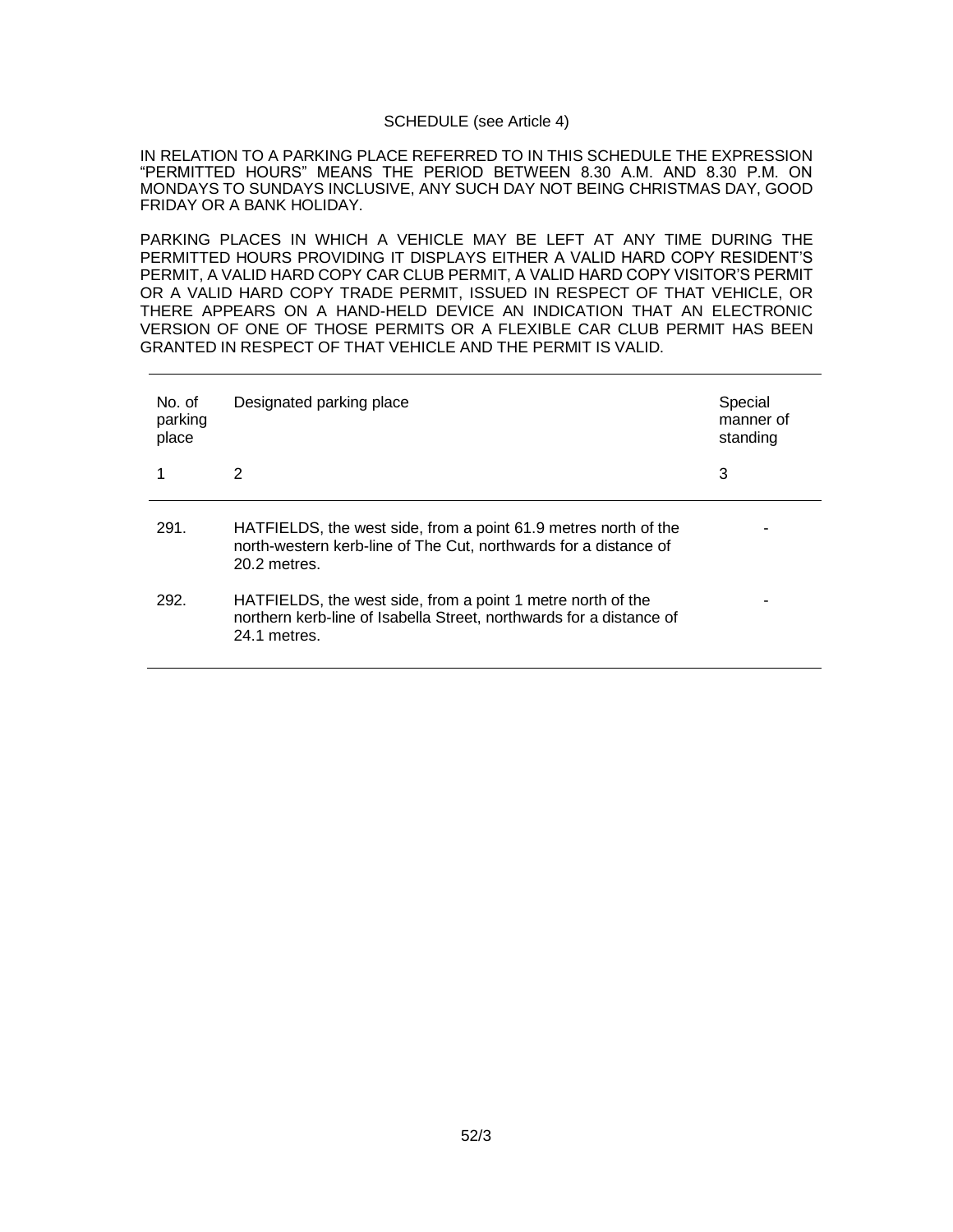SCHEDULE (see Article 4)

IN RELATION TO A PARKING PLACE REFERRED TO IN THIS SCHEDULE THE EXPRESSION "PERMITTED HOURS" MEANS THE PERIOD BETWEEN 8.30 A.M. AND 8.30 P.M. ON MONDAYS TO SUNDAYS INCLUSIVE, ANY SUCH DAY NOT BEING CHRISTMAS DAY, GOOD FRIDAY OR A BANK HOLIDAY.

PARKING PLACES IN WHICH A VEHICLE MAY BE LEFT AT ANY TIME DURING THE PERMITTED HOURS PROVIDING IT DISPLAYS EITHER A VALID HARD COPY RESIDENT'S PERMIT, A VALID HARD COPY CAR CLUB PERMIT, A VALID HARD COPY VISITOR'S PERMIT OR A VALID HARD COPY TRADE PERMIT, ISSUED IN RESPECT OF THAT VEHICLE, OR THERE APPEARS ON A HAND-HELD DEVICE AN INDICATION THAT AN ELECTRONIC VERSION OF ONE OF THOSE PERMITS OR A FLEXIBLE CAR CLUB PERMIT HAS BEEN GRANTED IN RESPECT OF THAT VEHICLE AND THE PERMIT IS VALID.

| No. of parking place | Designated parking place | Special manner of standing |
|---|---|---|
| 1 | 2 | 3 |
| 291. | HATFIELDS, the west side, from a point 61.9 metres north of the north-western kerb-line of The Cut, northwards for a distance of 20.2 metres. | - |
| 292. | HATFIELDS, the west side, from a point 1 metre north of the northern kerb-line of Isabella Street, northwards for a distance of 24.1 metres. | - |